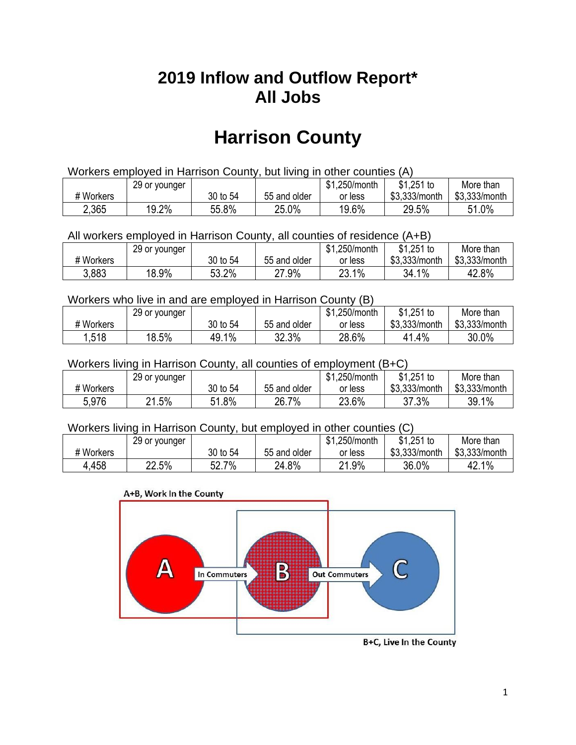# 2019 Inflow and Outflow Report*
# All Jobs

# Harrison County

Workers employed in Harrison County, but living in other counties (A)

| # Workers | 29 or younger | 30 to 54 | 55 and older | $1,250/month or less | $1,251 to $3,333/month | More than $3,333/month |
|---|---|---|---|---|---|---|
| 2,365 | 19.2% | 55.8% | 25.0% | 19.6% | 29.5% | 51.0% |

All workers employed in Harrison County, all counties of residence (A+B)

| # Workers | 29 or younger | 30 to 54 | 55 and older | $1,250/month or less | $1,251 to $3,333/month | More than $3,333/month |
|---|---|---|---|---|---|---|
| 3,883 | 18.9% | 53.2% | 27.9% | 23.1% | 34.1% | 42.8% |

Workers who live in and are employed in Harrison County (B)

| # Workers | 29 or younger | 30 to 54 | 55 and older | $1,250/month or less | $1,251 to $3,333/month | More than $3,333/month |
|---|---|---|---|---|---|---|
| 1,518 | 18.5% | 49.1% | 32.3% | 28.6% | 41.4% | 30.0% |

Workers living in Harrison County, all counties of employment (B+C)

| # Workers | 29 or younger | 30 to 54 | 55 and older | $1,250/month or less | $1,251 to $3,333/month | More than $3,333/month |
|---|---|---|---|---|---|---|
| 5,976 | 21.5% | 51.8% | 26.7% | 23.6% | 37.3% | 39.1% |

Workers living in Harrison County, but employed in other counties (C)

| # Workers | 29 or younger | 30 to 54 | 55 and older | $1,250/month or less | $1,251 to $3,333/month | More than $3,333/month |
|---|---|---|---|---|---|---|
| 4,458 | 22.5% | 52.7% | 24.8% | 21.9% | 36.0% | 42.1% |

A+B, Work In the County

A → In Commuters → B → Out Commuters → C

B+C, Live In the County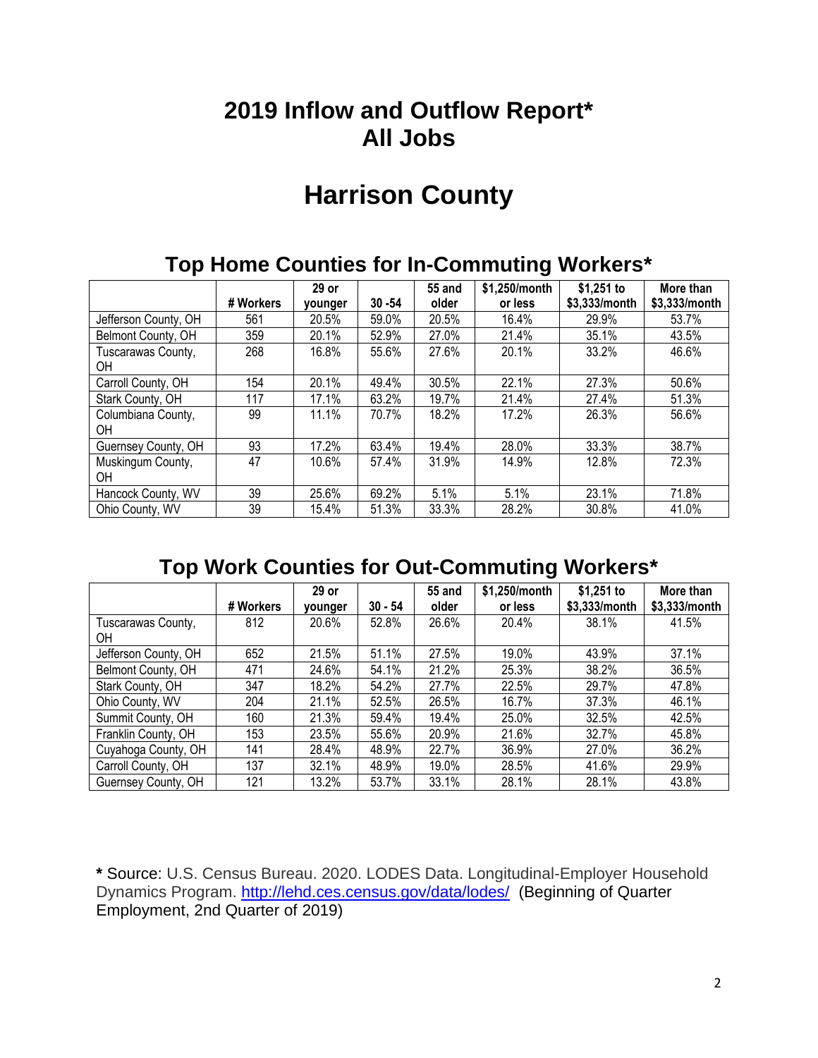# 2019 Inflow and Outflow Report*
# All Jobs

# Harrison County

## Top Home Counties for In-Commuting Workers*

| | # Workers | 29 or younger | 30 -54 | 55 and older | $1,250/month or less | $1,251 to $3,333/month | More than $3,333/month |
|---|---|---|---|---|---|---|---|
| Jefferson County, OH | 561 | 20.5% | 59.0% | 20.5% | 16.4% | 29.9% | 53.7% |
| Belmont County, OH | 359 | 20.1% | 52.9% | 27.0% | 21.4% | 35.1% | 43.5% |
| Tuscarawas County, OH | 268 | 16.8% | 55.6% | 27.6% | 20.1% | 33.2% | 46.6% |
| Carroll County, OH | 154 | 20.1% | 49.4% | 30.5% | 22.1% | 27.3% | 50.6% |
| Stark County, OH | 117 | 17.1% | 63.2% | 19.7% | 21.4% | 27.4% | 51.3% |
| Columbiana County, OH | 99 | 11.1% | 70.7% | 18.2% | 17.2% | 26.3% | 56.6% |
| Guernsey County, OH | 93 | 17.2% | 63.4% | 19.4% | 28.0% | 33.3% | 38.7% |
| Muskingum County, OH | 47 | 10.6% | 57.4% | 31.9% | 14.9% | 12.8% | 72.3% |
| Hancock County, WV | 39 | 25.6% | 69.2% | 5.1% | 5.1% | 23.1% | 71.8% |
| Ohio County, WV | 39 | 15.4% | 51.3% | 33.3% | 28.2% | 30.8% | 41.0% |

## Top Work Counties for Out-Commuting Workers*

| | # Workers | 29 or younger | 30 - 54 | 55 and older | $1,250/month or less | $1,251 to $3,333/month | More than $3,333/month |
|---|---|---|---|---|---|---|---|
| Tuscarawas County, OH | 812 | 20.6% | 52.8% | 26.6% | 20.4% | 38.1% | 41.5% |
| Jefferson County, OH | 652 | 21.5% | 51.1% | 27.5% | 19.0% | 43.9% | 37.1% |
| Belmont County, OH | 471 | 24.6% | 54.1% | 21.2% | 25.3% | 38.2% | 36.5% |
| Stark County, OH | 347 | 18.2% | 54.2% | 27.7% | 22.5% | 29.7% | 47.8% |
| Ohio County, WV | 204 | 21.1% | 52.5% | 26.5% | 16.7% | 37.3% | 46.1% |
| Summit County, OH | 160 | 21.3% | 59.4% | 19.4% | 25.0% | 32.5% | 42.5% |
| Franklin County, OH | 153 | 23.5% | 55.6% | 20.9% | 21.6% | 32.7% | 45.8% |
| Cuyahoga County, OH | 141 | 28.4% | 48.9% | 22.7% | 36.9% | 27.0% | 36.2% |
| Carroll County, OH | 137 | 32.1% | 48.9% | 19.0% | 28.5% | 41.6% | 29.9% |
| Guernsey County, OH | 121 | 13.2% | 53.7% | 33.1% | 28.1% | 28.1% | 43.8% |

**\*** Source: U.S. Census Bureau. 2020. LODES Data. Longitudinal-Employer Household Dynamics Program. http://lehd.ces.census.gov/data/lodes/ (Beginning of Quarter Employment, 2nd Quarter of 2019)